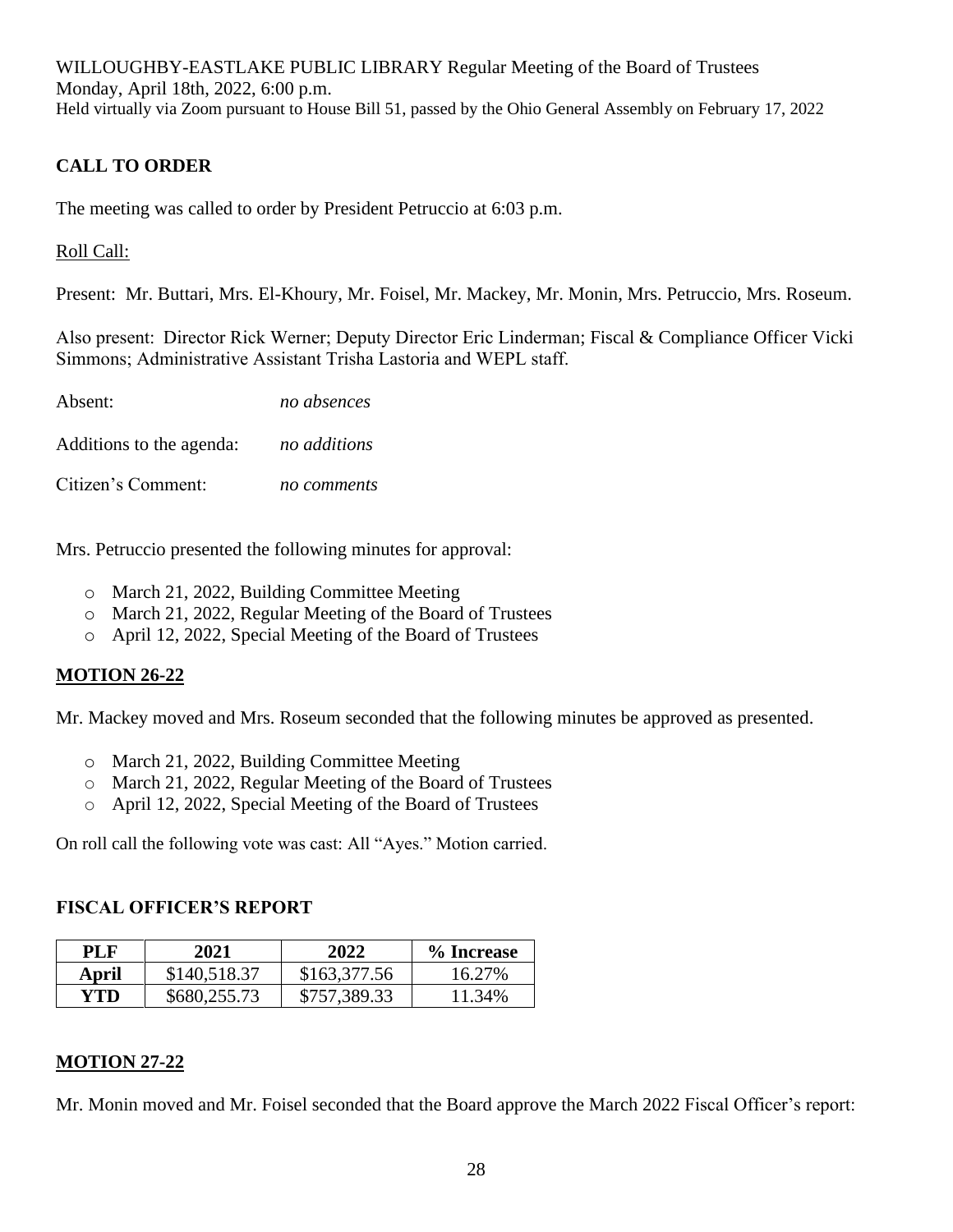WILLOUGHBY-EASTLAKE PUBLIC LIBRARY Regular Meeting of the Board of Trustees
Monday, April 18th, 2022, 6:00 p.m.
Held virtually via Zoom pursuant to House Bill 51, passed by the Ohio General Assembly on February 17, 2022

## CALL TO ORDER

The meeting was called to order by President Petruccio at 6:03 p.m.

Roll Call:

Present: Mr. Buttari, Mrs. El-Khoury, Mr. Foisel, Mr. Mackey, Mr. Monin, Mrs. Petruccio, Mrs. Roseum.

Also present: Director Rick Werner; Deputy Director Eric Linderman; Fiscal & Compliance Officer Vicki Simmons; Administrative Assistant Trisha Lastoria and WEPL staff.

Absent: *no absences*

Additions to the agenda: *no additions*

Citizen's Comment: *no comments*

Mrs. Petruccio presented the following minutes for approval:

- March 21, 2022, Building Committee Meeting
- March 21, 2022, Regular Meeting of the Board of Trustees
- April 12, 2022, Special Meeting of the Board of Trustees

## MOTION 26-22

Mr. Mackey moved and Mrs. Roseum seconded that the following minutes be approved as presented.

- March 21, 2022, Building Committee Meeting
- March 21, 2022, Regular Meeting of the Board of Trustees
- April 12, 2022, Special Meeting of the Board of Trustees

On roll call the following vote was cast: All "Ayes." Motion carried.

## FISCAL OFFICER'S REPORT

| PLF | 2021 | 2022 | % Increase |
|---|---|---|---|
| April | $140,518.37 | $163,377.56 | 16.27% |
| YTD | $680,255.73 | $757,389.33 | 11.34% |

## MOTION 27-22

Mr. Monin moved and Mr. Foisel seconded that the Board approve the March 2022 Fiscal Officer's report: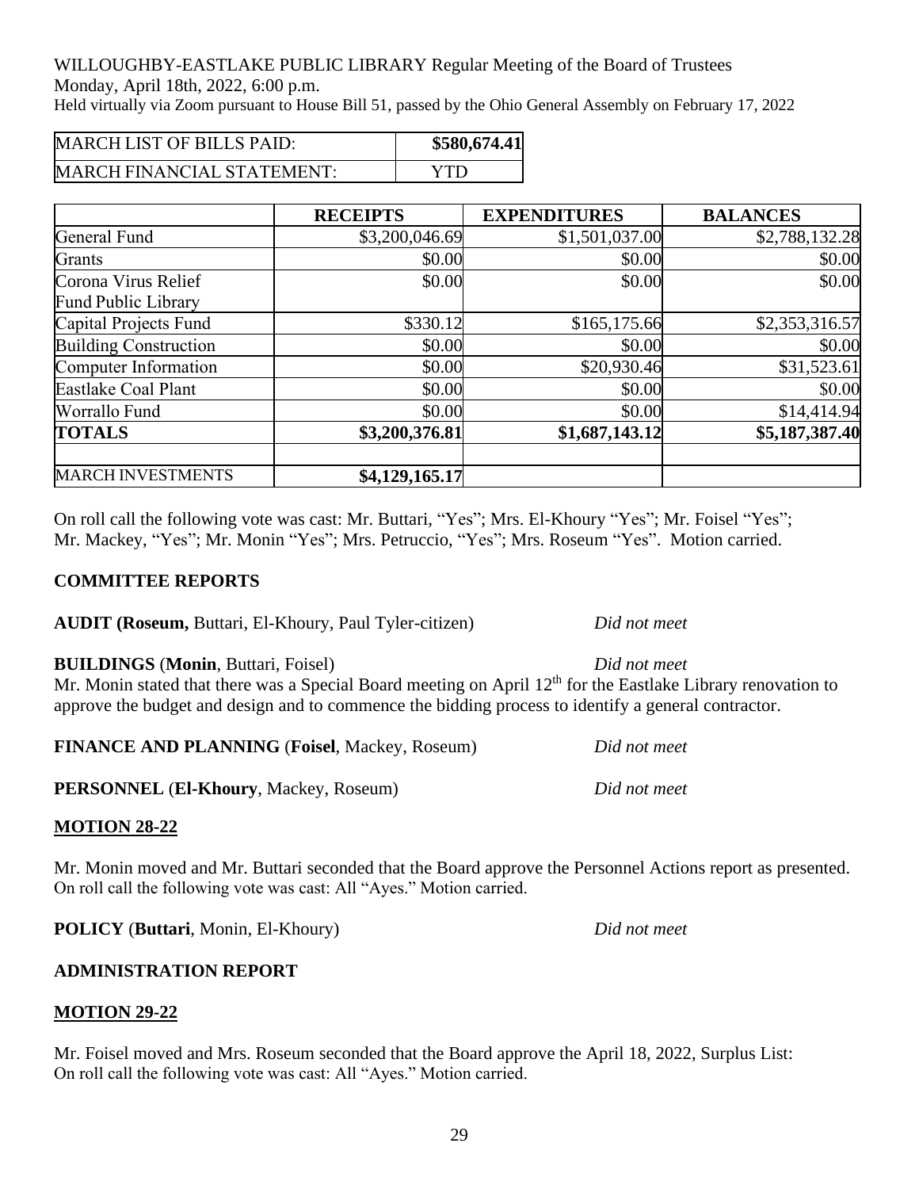WILLOUGHBY-EASTLAKE PUBLIC LIBRARY Regular Meeting of the Board of Trustees
Monday, April 18th, 2022, 6:00 p.m.
Held virtually via Zoom pursuant to House Bill 51, passed by the Ohio General Assembly on February 17, 2022

| MARCH LIST OF BILLS PAID: | **$580,674.41** |
|---|---|
| MARCH FINANCIAL STATEMENT: | YTD |

| | **RECEIPTS** | **EXPENDITURES** | **BALANCES** |
|---|---|---|---|
| General Fund | $3,200,046.69 | $1,501,037.00 | $2,788,132.28 |
| Grants | $0.00 | $0.00 | $0.00 |
| Corona Virus Relief Fund Public Library | $0.00 | $0.00 | $0.00 |
| Capital Projects Fund | $330.12 | $165,175.66 | $2,353,316.57 |
| Building Construction | $0.00 | $0.00 | $0.00 |
| Computer Information | $0.00 | $20,930.46 | $31,523.61 |
| Eastlake Coal Plant | $0.00 | $0.00 | $0.00 |
| Worrallo Fund | $0.00 | $0.00 | $14,414.94 |
| **TOTALS** | **$3,200,376.81** | **$1,687,143.12** | **$5,187,387.40** |
| | | | |
| MARCH INVESTMENTS | **$4,129,165.17** | | |

On roll call the following vote was cast: Mr. Buttari, "Yes"; Mrs. El-Khoury "Yes"; Mr. Foisel "Yes"; Mr. Mackey, "Yes"; Mr. Monin "Yes"; Mrs. Petruccio, "Yes"; Mrs. Roseum "Yes". Motion carried.

**COMMITTEE REPORTS**

**AUDIT (Roseum,** Buttari, El-Khoury, Paul Tyler-citizen) *Did not meet*

**BUILDINGS** (**Monin**, Buttari, Foisel) *Did not meet*
Mr. Monin stated that there was a Special Board meeting on April 12th for the Eastlake Library renovation to approve the budget and design and to commence the bidding process to identify a general contractor.

**FINANCE AND PLANNING** (**Foisel**, Mackey, Roseum) *Did not meet*

**PERSONNEL** (**El-Khoury**, Mackey, Roseum) *Did not meet*

**MOTION 28-22**

Mr. Monin moved and Mr. Buttari seconded that the Board approve the Personnel Actions report as presented. On roll call the following vote was cast: All "Ayes." Motion carried.

**POLICY** (**Buttari**, Monin, El-Khoury) *Did not meet*

**ADMINISTRATION REPORT**

**MOTION 29-22**

Mr. Foisel moved and Mrs. Roseum seconded that the Board approve the April 18, 2022, Surplus List: On roll call the following vote was cast: All "Ayes." Motion carried.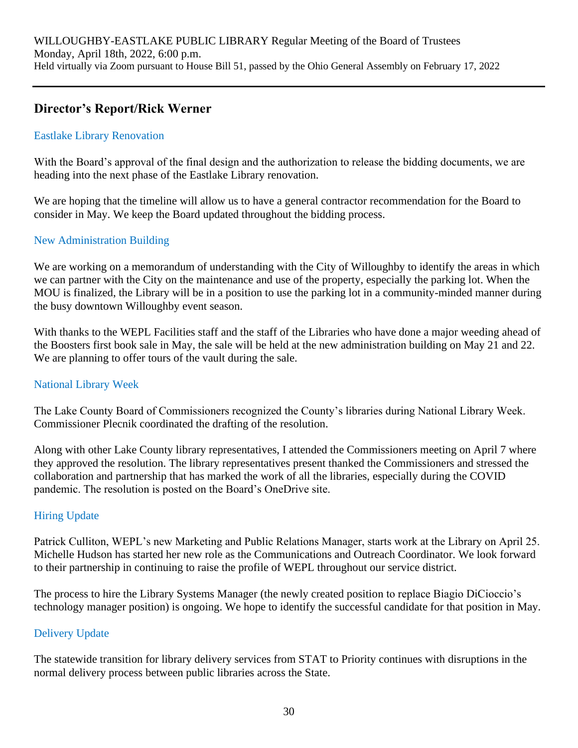WILLOUGHBY-EASTLAKE PUBLIC LIBRARY Regular Meeting of the Board of Trustees
Monday, April 18th, 2022, 6:00 p.m.
Held virtually via Zoom pursuant to House Bill 51, passed by the Ohio General Assembly on February 17, 2022

## Director's Report/Rick Werner

### Eastlake Library Renovation

With the Board's approval of the final design and the authorization to release the bidding documents, we are heading into the next phase of the Eastlake Library renovation.

We are hoping that the timeline will allow us to have a general contractor recommendation for the Board to consider in May. We keep the Board updated throughout the bidding process.

### New Administration Building

We are working on a memorandum of understanding with the City of Willoughby to identify the areas in which we can partner with the City on the maintenance and use of the property, especially the parking lot. When the MOU is finalized, the Library will be in a position to use the parking lot in a community-minded manner during the busy downtown Willoughby event season.

With thanks to the WEPL Facilities staff and the staff of the Libraries who have done a major weeding ahead of the Boosters first book sale in May, the sale will be held at the new administration building on May 21 and 22. We are planning to offer tours of the vault during the sale.

### National Library Week

The Lake County Board of Commissioners recognized the County's libraries during National Library Week. Commissioner Plecnik coordinated the drafting of the resolution.

Along with other Lake County library representatives, I attended the Commissioners meeting on April 7 where they approved the resolution. The library representatives present thanked the Commissioners and stressed the collaboration and partnership that has marked the work of all the libraries, especially during the COVID pandemic. The resolution is posted on the Board's OneDrive site.

### Hiring Update

Patrick Culliton, WEPL's new Marketing and Public Relations Manager, starts work at the Library on April 25. Michelle Hudson has started her new role as the Communications and Outreach Coordinator. We look forward to their partnership in continuing to raise the profile of WEPL throughout our service district.

The process to hire the Library Systems Manager (the newly created position to replace Biagio DiCioccio's technology manager position) is ongoing. We hope to identify the successful candidate for that position in May.

### Delivery Update

The statewide transition for library delivery services from STAT to Priority continues with disruptions in the normal delivery process between public libraries across the State.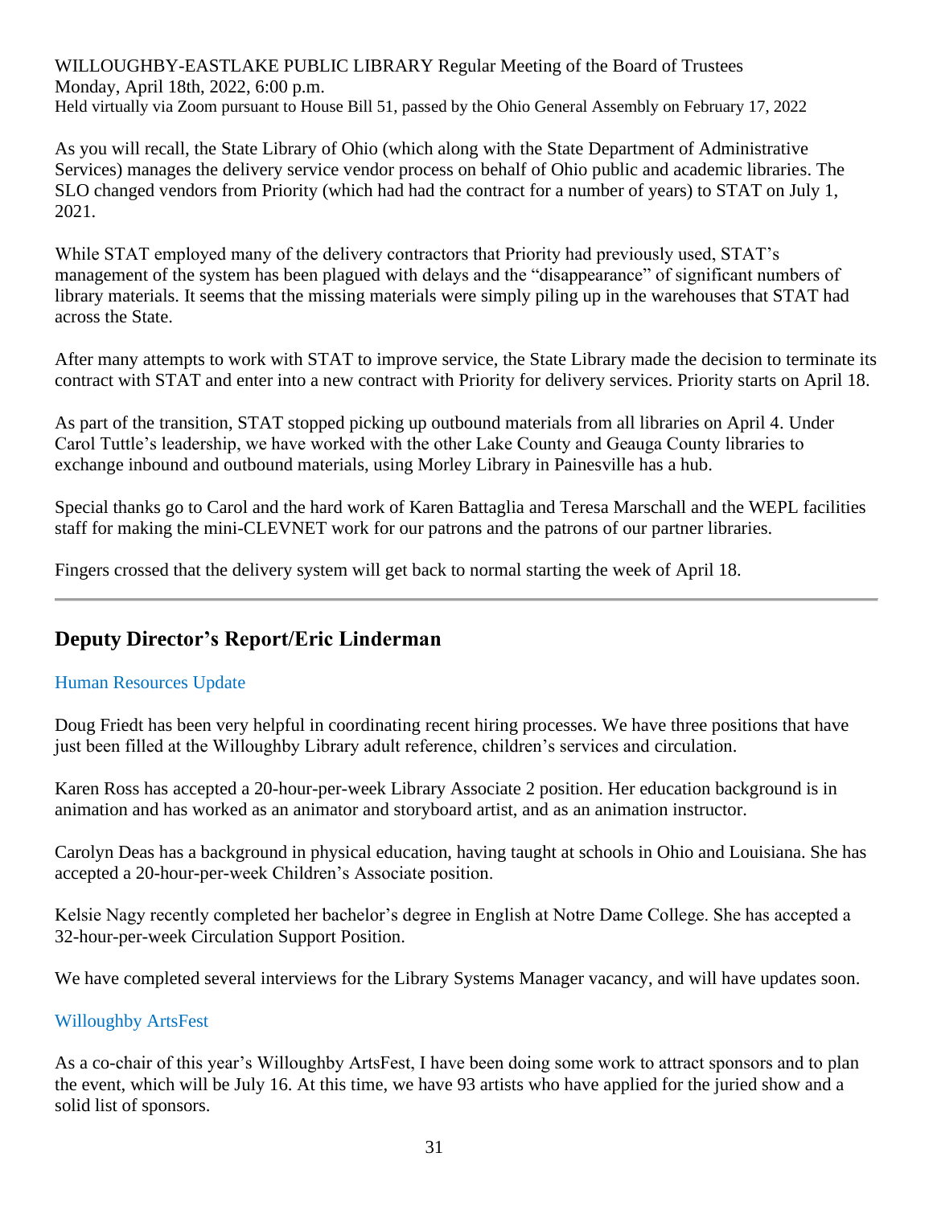WILLOUGHBY-EASTLAKE PUBLIC LIBRARY Regular Meeting of the Board of Trustees
Monday, April 18th, 2022, 6:00 p.m.
Held virtually via Zoom pursuant to House Bill 51, passed by the Ohio General Assembly on February 17, 2022

As you will recall, the State Library of Ohio (which along with the State Department of Administrative Services) manages the delivery service vendor process on behalf of Ohio public and academic libraries. The SLO changed vendors from Priority (which had had the contract for a number of years) to STAT on July 1, 2021.

While STAT employed many of the delivery contractors that Priority had previously used, STAT's management of the system has been plagued with delays and the "disappearance" of significant numbers of library materials. It seems that the missing materials were simply piling up in the warehouses that STAT had across the State.

After many attempts to work with STAT to improve service, the State Library made the decision to terminate its contract with STAT and enter into a new contract with Priority for delivery services. Priority starts on April 18.

As part of the transition, STAT stopped picking up outbound materials from all libraries on April 4. Under Carol Tuttle's leadership, we have worked with the other Lake County and Geauga County libraries to exchange inbound and outbound materials, using Morley Library in Painesville has a hub.

Special thanks go to Carol and the hard work of Karen Battaglia and Teresa Marschall and the WEPL facilities staff for making the mini-CLEVNET work for our patrons and the patrons of our partner libraries.

Fingers crossed that the delivery system will get back to normal starting the week of April 18.

---

## Deputy Director's Report/Eric Linderman

### Human Resources Update

Doug Friedt has been very helpful in coordinating recent hiring processes. We have three positions that have just been filled at the Willoughby Library adult reference, children's services and circulation.

Karen Ross has accepted a 20-hour-per-week Library Associate 2 position. Her education background is in animation and has worked as an animator and storyboard artist, and as an animation instructor.

Carolyn Deas has a background in physical education, having taught at schools in Ohio and Louisiana. She has accepted a 20-hour-per-week Children's Associate position.

Kelsie Nagy recently completed her bachelor's degree in English at Notre Dame College. She has accepted a 32-hour-per-week Circulation Support Position.

We have completed several interviews for the Library Systems Manager vacancy, and will have updates soon.

### Willoughby ArtsFest

As a co-chair of this year's Willoughby ArtsFest, I have been doing some work to attract sponsors and to plan the event, which will be July 16. At this time, we have 93 artists who have applied for the juried show and a solid list of sponsors.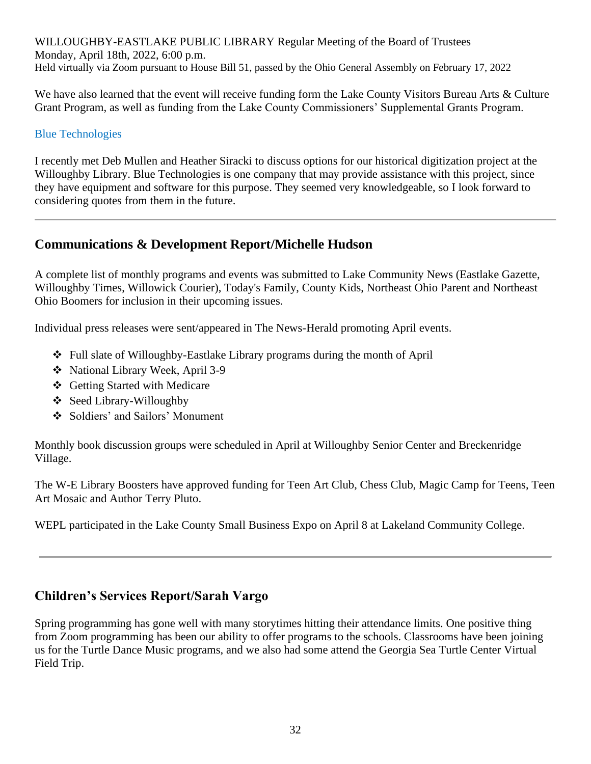We have also learned that the event will receive funding form the Lake County Visitors Bureau Arts & Culture Grant Program, as well as funding from the Lake County Commissioners' Supplemental Grants Program.

### Blue Technologies

I recently met Deb Mullen and Heather Siracki to discuss options for our historical digitization project at the Willoughby Library. Blue Technologies is one company that may provide assistance with this project, since they have equipment and software for this purpose. They seemed very knowledgeable, so I look forward to considering quotes from them in the future.

---

## Communications & Development Report/Michelle Hudson

A complete list of monthly programs and events was submitted to Lake Community News (Eastlake Gazette, Willoughby Times, Willowick Courier), Today's Family, County Kids, Northeast Ohio Parent and Northeast Ohio Boomers for inclusion in their upcoming issues.

Individual press releases were sent/appeared in The News-Herald promoting April events.

- Full slate of Willoughby-Eastlake Library programs during the month of April
- National Library Week, April 3-9
- Getting Started with Medicare
- Seed Library-Willoughby
- Soldiers' and Sailors' Monument

Monthly book discussion groups were scheduled in April at Willoughby Senior Center and Breckenridge Village.

The W-E Library Boosters have approved funding for Teen Art Club, Chess Club, Magic Camp for Teens, Teen Art Mosaic and Author Terry Pluto.

WEPL participated in the Lake County Small Business Expo on April 8 at Lakeland Community College.

---

## Children's Services Report/Sarah Vargo

Spring programming has gone well with many storytimes hitting their attendance limits. One positive thing from Zoom programming has been our ability to offer programs to the schools. Classrooms have been joining us for the Turtle Dance Music programs, and we also had some attend the Georgia Sea Turtle Center Virtual Field Trip.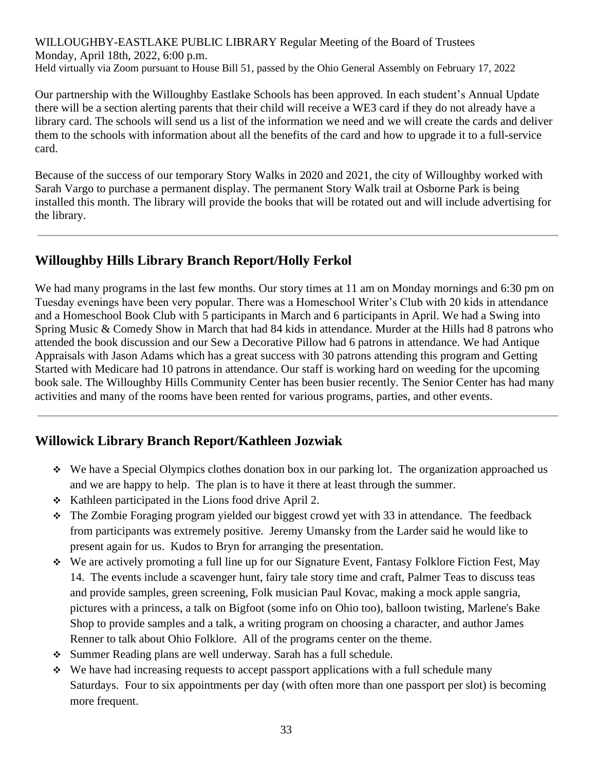Our partnership with the Willoughby Eastlake Schools has been approved. In each student's Annual Update there will be a section alerting parents that their child will receive a WE3 card if they do not already have a library card. The schools will send us a list of the information we need and we will create the cards and deliver them to the schools with information about all the benefits of the card and how to upgrade it to a full-service card.

Because of the success of our temporary Story Walks in 2020 and 2021, the city of Willoughby worked with Sarah Vargo to purchase a permanent display. The permanent Story Walk trail at Osborne Park is being installed this month. The library will provide the books that will be rotated out and will include advertising for the library.

---

## Willoughby Hills Library Branch Report/Holly Ferkol

We had many programs in the last few months. Our story times at 11 am on Monday mornings and 6:30 pm on Tuesday evenings have been very popular. There was a Homeschool Writer's Club with 20 kids in attendance and a Homeschool Book Club with 5 participants in March and 6 participants in April. We had a Swing into Spring Music & Comedy Show in March that had 84 kids in attendance. Murder at the Hills had 8 patrons who attended the book discussion and our Sew a Decorative Pillow had 6 patrons in attendance. We had Antique Appraisals with Jason Adams which has a great success with 30 patrons attending this program and Getting Started with Medicare had 10 patrons in attendance. Our staff is working hard on weeding for the upcoming book sale. The Willoughby Hills Community Center has been busier recently. The Senior Center has had many activities and many of the rooms have been rented for various programs, parties, and other events.

---

## Willowick Library Branch Report/Kathleen Jozwiak

- We have a Special Olympics clothes donation box in our parking lot. The organization approached us and we are happy to help. The plan is to have it there at least through the summer.
- Kathleen participated in the Lions food drive April 2.
- The Zombie Foraging program yielded our biggest crowd yet with 33 in attendance. The feedback from participants was extremely positive. Jeremy Umansky from the Larder said he would like to present again for us. Kudos to Bryn for arranging the presentation.
- We are actively promoting a full line up for our Signature Event, Fantasy Folklore Fiction Fest, May 14. The events include a scavenger hunt, fairy tale story time and craft, Palmer Teas to discuss teas and provide samples, green screening, Folk musician Paul Kovac, making a mock apple sangria, pictures with a princess, a talk on Bigfoot (some info on Ohio too), balloon twisting, Marlene's Bake Shop to provide samples and a talk, a writing program on choosing a character, and author James Renner to talk about Ohio Folklore. All of the programs center on the theme.
- Summer Reading plans are well underway. Sarah has a full schedule.
- We have had increasing requests to accept passport applications with a full schedule many Saturdays. Four to six appointments per day (with often more than one passport per slot) is becoming more frequent.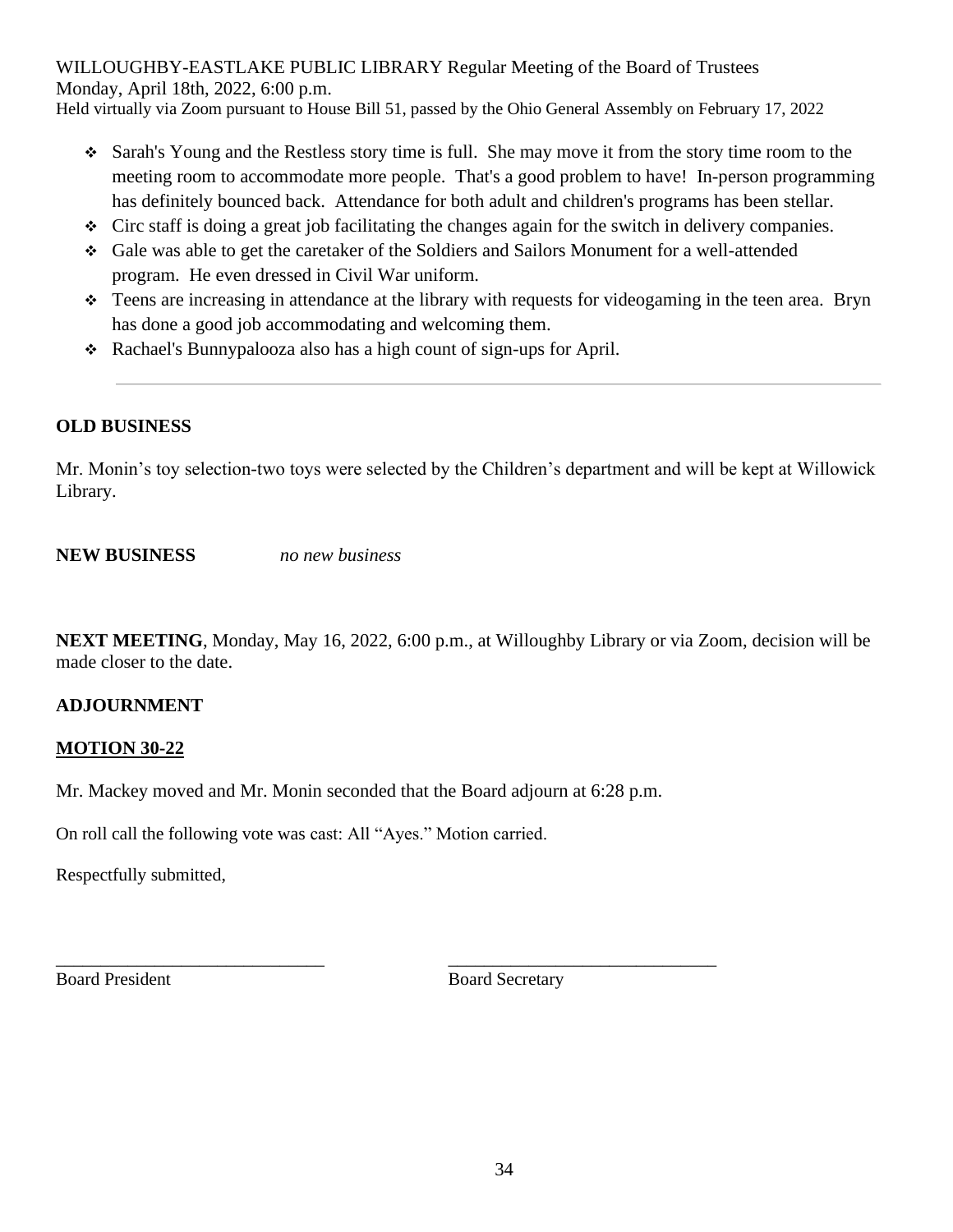- Sarah's Young and the Restless story time is full. She may move it from the story time room to the meeting room to accommodate more people. That's a good problem to have! In-person programming has definitely bounced back. Attendance for both adult and children's programs has been stellar.
- Circ staff is doing a great job facilitating the changes again for the switch in delivery companies.
- Gale was able to get the caretaker of the Soldiers and Sailors Monument for a well-attended program. He even dressed in Civil War uniform.
- Teens are increasing in attendance at the library with requests for videogaming in the teen area. Bryn has done a good job accommodating and welcoming them.
- Rachael's Bunnypalooza also has a high count of sign-ups for April.

---

**OLD BUSINESS**

Mr. Monin's toy selection-two toys were selected by the Children's department and will be kept at Willowick Library.

**NEW BUSINESS** *no new business*

**NEXT MEETING**, Monday, May 16, 2022, 6:00 p.m., at Willoughby Library or via Zoom, decision will be made closer to the date.

**ADJOURNMENT**

**MOTION 30-22**

Mr. Mackey moved and Mr. Monin seconded that the Board adjourn at 6:28 p.m.

On roll call the following vote was cast: All "Ayes." Motion carried.

Respectfully submitted,

_____________________________ _____________________________

Board President Board Secretary